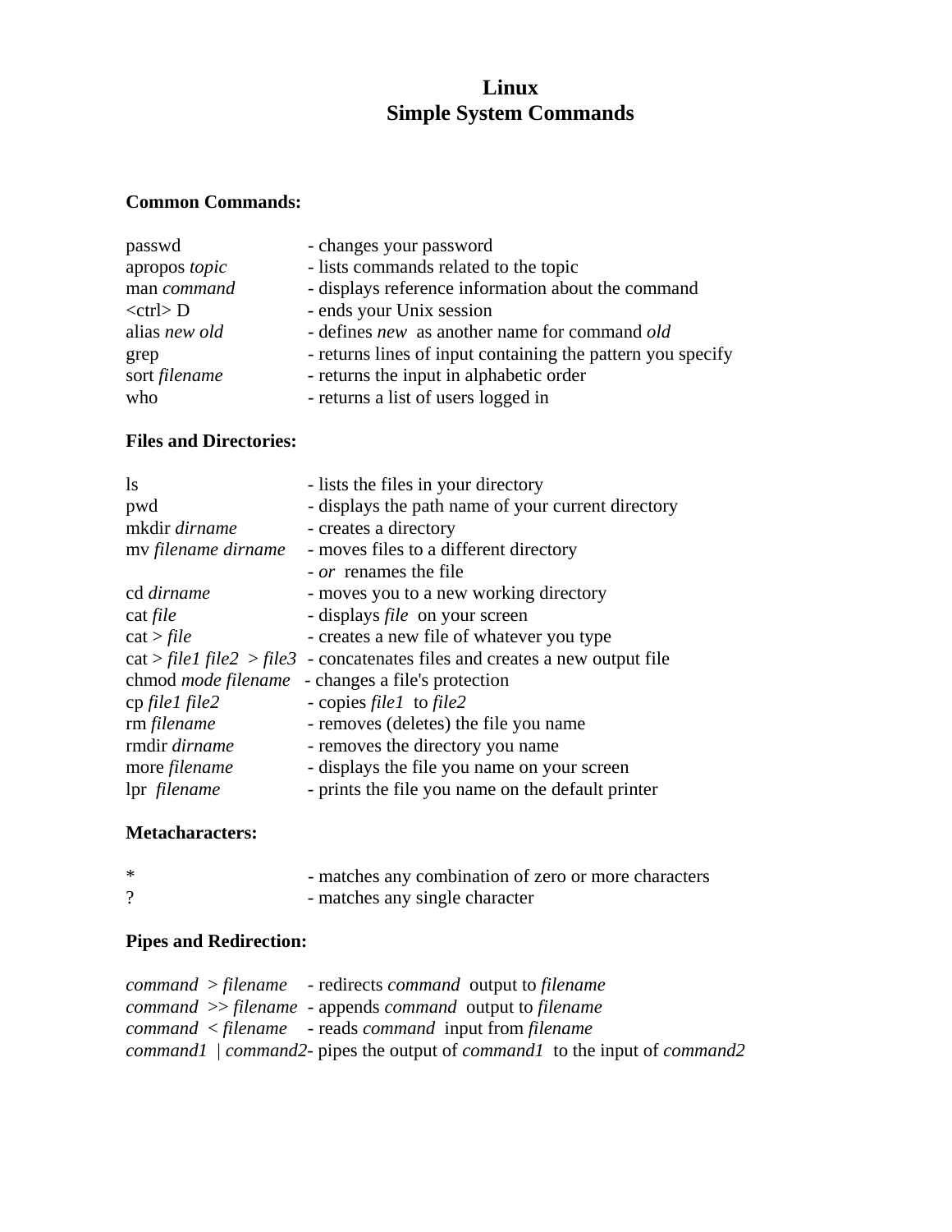# Linux
# Simple System Commands

## Common Commands:

| | |
|---|---|
| passwd | - changes your password |
| apropos *topic* | - lists commands related to the topic |
| man *command* | - displays reference information about the command |
| <ctrl> D | - ends your Unix session |
| alias *new old* | - defines *new* as another name for command *old* |
| grep | - returns lines of input containing the pattern you specify |
| sort *filename* | - returns the input in alphabetic order |
| who | - returns a list of users logged in |

## Files and Directories:

| | |
|---|---|
| ls | - lists the files in your directory |
| pwd | - displays the path name of your current directory |
| mkdir *dirname* | - creates a directory |
| mv *filename dirname* | - moves files to a different directory<br>- *or* renames the file |
| cd *dirname* | - moves you to a new working directory |
| cat *file* | - displays *file* on your screen |
| cat > *file* | - creates a new file of whatever you type |
| cat > *file1 file2* > *file3* | - concatenates files and creates a new output file |
| chmod *mode filename* | - changes a file's protection |
| cp *file1 file2* | - copies *file1* to *file2* |
| rm *filename* | - removes (deletes) the file you name |
| rmdir *dirname* | - removes the directory you name |
| more *filename* | - displays the file you name on your screen |
| lpr *filename* | - prints the file you name on the default printer |

## Metacharacters:

| | |
|---|---|
| * | - matches any combination of zero or more characters |
| ? | - matches any single character |

## Pipes and Redirection:

| | |
|---|---|
| *command* > *filename* | - redirects *command* output to *filename* |
| *command* >> *filename* | - appends *command* output to *filename* |
| *command* < *filename* | - reads *command* input from *filename* |
| *command1* \| *command2* | - pipes the output of *command1* to the input of *command2* |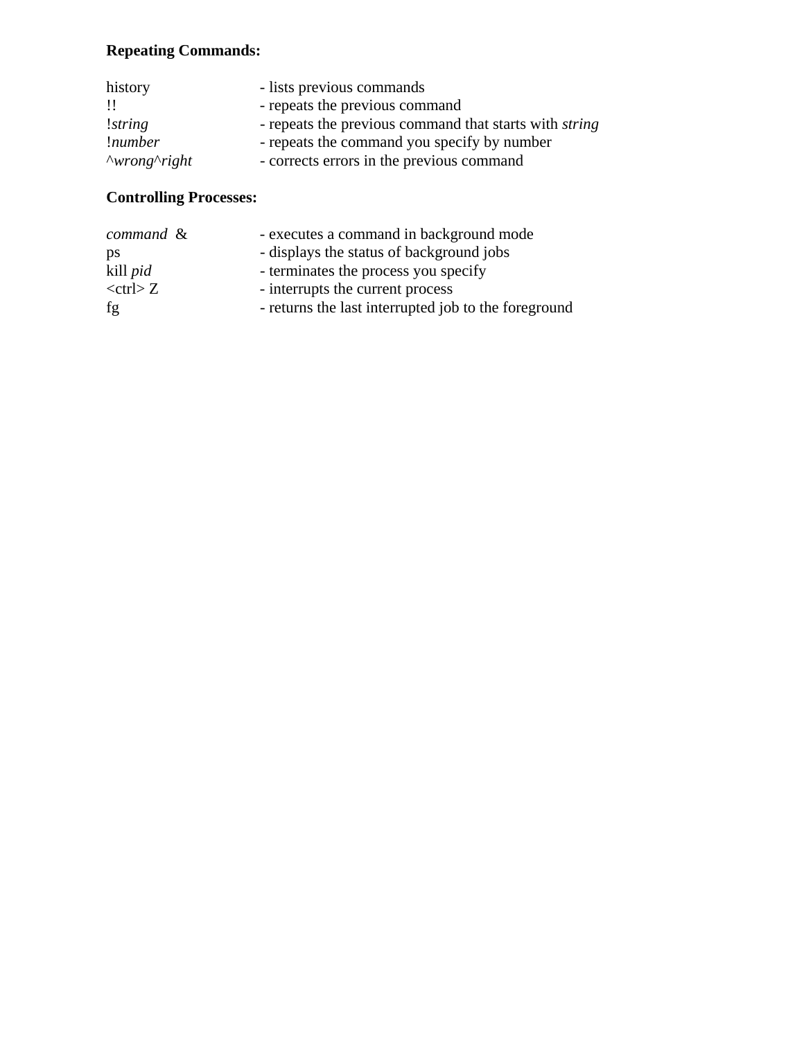**Repeating Commands:**

| | |
|---|---|
| history | - lists previous commands |
| !! | - repeats the previous command |
| !*string* | - repeats the previous command that starts with *string* |
| !*number* | - repeats the command you specify by number |
| ^*wrong*^*right* | - corrects errors in the previous command |

**Controlling Processes:**

| | |
|---|---|
| *command* & | - executes a command in background mode |
| ps | - displays the status of background jobs |
| kill *pid* | - terminates the process you specify |
| <ctrl> Z | - interrupts the current process |
| fg | - returns the last interrupted job to the foreground |